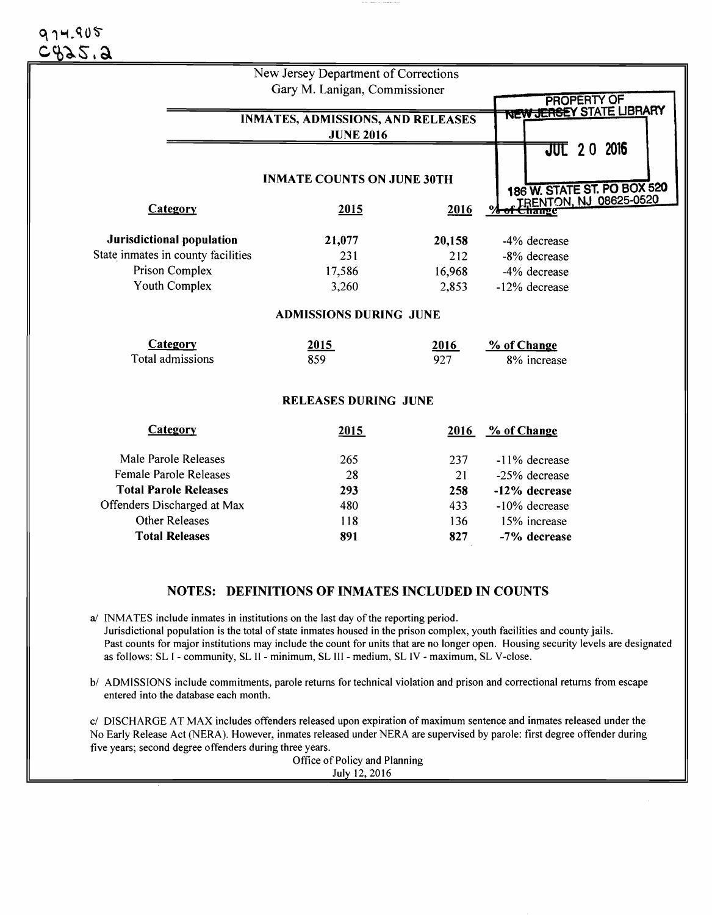974.905
C925.2

New Jersey Department of Corrections
Gary M. Lanigan, Commissioner

PROPERTY OF NEW JERSEY STATE LIBRARY

JUL 20 2016

186 W. STATE ST. PO BOX 520
TRENTON, NJ 08625-0520

# INMATES, ADMISSIONS, AND RELEASES
## JUNE 2016

### INMATE COUNTS ON JUNE 30TH

| Category | 2015 | 2016 | % of Change |
|---|---|---|---|
| **Jurisdictional population** | **21,077** | **20,158** | -4% decrease |
| State inmates in county facilities | 231 | 212 | -8% decrease |
| Prison Complex | 17,586 | 16,968 | -4% decrease |
| Youth Complex | 3,260 | 2,853 | -12% decrease |

### ADMISSIONS DURING JUNE

| Category | 2015 | 2016 | % of Change |
|---|---|---|---|
| Total admissions | 859 | 927 | 8% increase |

### RELEASES DURING JUNE

| Category | 2015 | 2016 | % of Change |
|---|---|---|---|
| Male Parole Releases | 265 | 237 | -11% decrease |
| Female Parole Releases | 28 | 21 | -25% decrease |
| **Total Parole Releases** | **293** | **258** | **-12% decrease** |
| Offenders Discharged at Max | 480 | 433 | -10% decrease |
| Other Releases | 118 | 136 | 15% increase |
| **Total Releases** | **891** | **827** | **-7% decrease** |

## NOTES: DEFINITIONS OF INMATES INCLUDED IN COUNTS

a/ INMATES include inmates in institutions on the last day of the reporting period. Jurisdictional population is the total of state inmates housed in the prison complex, youth facilities and county jails. Past counts for major institutions may include the count for units that are no longer open. Housing security levels are designated as follows: SL I - community, SL II - minimum, SL III - medium, SL IV - maximum, SL V-close.

b/ ADMISSIONS include commitments, parole returns for technical violation and prison and correctional returns from escape entered into the database each month.

c/ DISCHARGE AT MAX includes offenders released upon expiration of maximum sentence and inmates released under the No Early Release Act (NERA). However, inmates released under NERA are supervised by parole: first degree offender during five years; second degree offenders during three years.

Office of Policy and Planning
July 12, 2016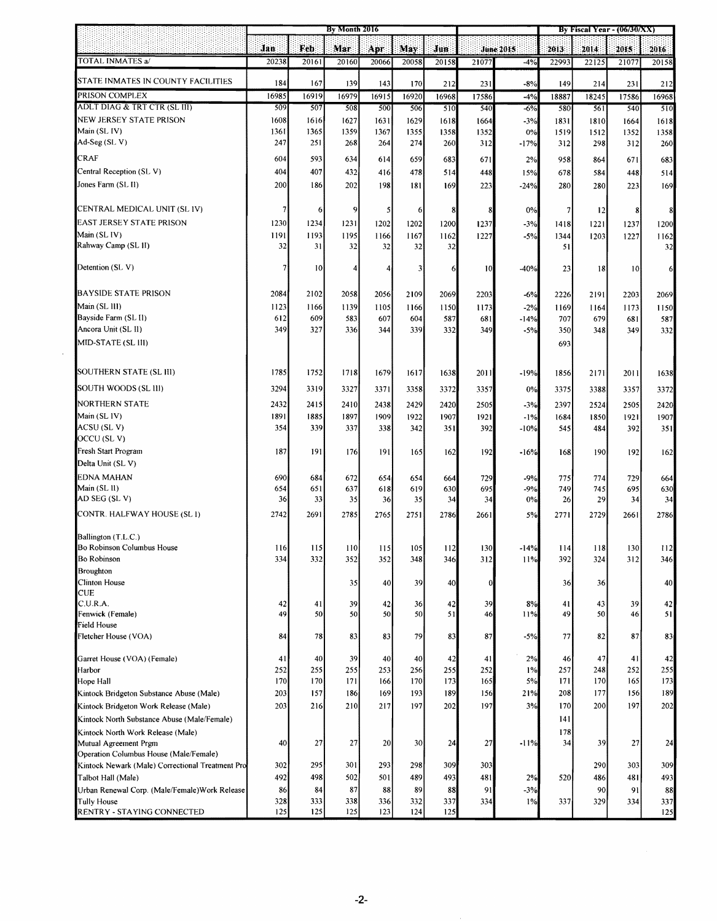| | By Month 2016 | | | | | | | | By Fiscal Year - (06/30/XX) | | | |
|---|---|---|---|---|---|---|---|---|---|---|---|---|
| | Jan | Feb | Mar | Apr | May | Jun | June 2015 | | 2013 | 2014 | 2015 | 2016 |
| TOTAL INMATES a/ | 20238 | 20161 | 20160 | 20066 | 20058 | 20158 | 21077 | -4% | 22993 | 22125 | 21077 | 20158 |
| STATE INMATES IN COUNTY FACILITIES | 184 | 167 | 139 | 143 | 170 | 212 | 231 | -8% | 149 | 214 | 231 | 212 |
| PRISON COMPLEX | 16985 | 16919 | 16979 | 16915 | 16920 | 16968 | 17586 | -4% | 18887 | 18245 | 17586 | 16968 |
| ADLT DIAG & TRT CTR (SL III) | 509 | 507 | 508 | 500 | 506 | 510 | 540 | -6% | 580 | 561 | 540 | 510 |
| NEW JERSEY STATE PRISON | 1608 | 1616 | 1627 | 1631 | 1629 | 1618 | 1664 | -3% | 1831 | 1810 | 1664 | 1618 |
| Main (SL IV) | 1361 | 1365 | 1359 | 1367 | 1355 | 1358 | 1352 | 0% | 1519 | 1512 | 1352 | 1358 |
| Ad-Seg (SL V) | 247 | 251 | 268 | 264 | 274 | 260 | 312 | -17% | 312 | 298 | 312 | 260 |
| CRAF | 604 | 593 | 634 | 614 | 659 | 683 | 671 | 2% | 958 | 864 | 671 | 683 |
| Central Reception (SL V) | 404 | 407 | 432 | 416 | 478 | 514 | 448 | 15% | 678 | 584 | 448 | 514 |
| Jones Farm (SL II) | 200 | 186 | 202 | 198 | 181 | 169 | 223 | -24% | 280 | 280 | 223 | 169 |
| CENTRAL MEDICAL UNIT (SL IV) | 7 | 6 | 9 | 5 | 6 | 8 | 8 | 0% | 7 | 12 | 8 | 8 |
| EAST JERSEY STATE PRISON | 1230 | 1234 | 1231 | 1202 | 1202 | 1200 | 1237 | -3% | 1418 | 1221 | 1237 | 1200 |
| Main (SL IV) | 1191 | 1193 | 1195 | 1166 | 1167 | 1162 | 1227 | -5% | 1344 | 1203 | 1227 | 1162 |
| Rahway Camp (SL II) | 32 | 31 | 32 | 32 | 32 | 32 | | | 51 | | | 32 |
| Detention (SL V) | 7 | 10 | 4 | 4 | 3 | 6 | 10 | -40% | 23 | 18 | 10 | 6 |
| BAYSIDE STATE PRISON | 2084 | 2102 | 2058 | 2056 | 2109 | 2069 | 2203 | -6% | 2226 | 2191 | 2203 | 2069 |
| Main (SL III) | 1123 | 1166 | 1139 | 1105 | 1166 | 1150 | 1173 | -2% | 1169 | 1164 | 1173 | 1150 |
| Bayside Farm (SL II) | 612 | 609 | 583 | 607 | 604 | 587 | 681 | -14% | 707 | 679 | 681 | 587 |
| Ancora Unit (SL II) | 349 | 327 | 336 | 344 | 339 | 332 | 349 | -5% | 350 | 348 | 349 | 332 |
| MID-STATE (SL III) | | | | | | | | | 693 | | | |
| SOUTHERN STATE (SL III) | 1785 | 1752 | 1718 | 1679 | 1617 | 1638 | 2011 | -19% | 1856 | 2171 | 2011 | 1638 |
| SOUTH WOODS (SL III) | 3294 | 3319 | 3327 | 3371 | 3358 | 3372 | 3357 | 0% | 3375 | 3388 | 3357 | 3372 |
| NORTHERN STATE | 2432 | 2415 | 2410 | 2438 | 2429 | 2420 | 2505 | -3% | 2397 | 2524 | 2505 | 2420 |
| Main (SL IV) | 1891 | 1885 | 1897 | 1909 | 1922 | 1907 | 1921 | -1% | 1684 | 1850 | 1921 | 1907 |
| ACSU (SL V) | 354 | 339 | 337 | 338 | 342 | 351 | 392 | -10% | 545 | 484 | 392 | 351 |
| OCCU (SL V) | | | | | | | | | | | | |
| Fresh Start Program | 187 | 191 | 176 | 191 | 165 | 162 | 192 | -16% | 168 | 190 | 192 | 162 |
| Delta Unit (SL V) | | | | | | | | | | | | |
| EDNA MAHAN | 690 | 684 | 672 | 654 | 654 | 664 | 729 | -9% | 775 | 774 | 729 | 664 |
| Main (SL II) | 654 | 651 | 637 | 618 | 619 | 630 | 695 | -9% | 749 | 745 | 695 | 630 |
| AD SEG (SL V) | 36 | 33 | 35 | 36 | 35 | 34 | 34 | 0% | 26 | 29 | 34 | 34 |
| CONTR. HALFWAY HOUSE (SL I) | 2742 | 2691 | 2785 | 2765 | 2751 | 2786 | 2661 | 5% | 2771 | 2729 | 2661 | 2786 |
| Ballington (T.L.C.) | | | | | | | | | | | | |
| Bo Robinson Columbus House | 116 | 115 | 110 | 115 | 105 | 112 | 130 | -14% | 114 | 118 | 130 | 112 |
| Bo Robinson | 334 | 332 | 352 | 352 | 348 | 346 | 312 | 11% | 392 | 324 | 312 | 346 |
| Broughton | | | | | | | | | | | | |
| Clinton House | | | 35 | 40 | 39 | 40 | 0 | | 36 | 36 | | 40 |
| CUE | | | | | | | | | | | | |
| C.U.R.A. | 42 | 41 | 39 | 42 | 36 | 42 | 39 | 8% | 41 | 43 | 39 | 42 |
| Fenwick (Female) | 49 | 50 | 50 | 50 | 50 | 51 | 46 | 11% | 49 | 50 | 46 | 51 |
| Field House | | | | | | | | | | | | |
| Fletcher House (VOA) | 84 | 78 | 83 | 83 | 79 | 83 | 87 | -5% | 77 | 82 | 87 | 83 |
| Garret House (VOA) (Female) | 41 | 40 | 39 | 40 | 40 | 42 | 41 | 2% | 46 | 47 | 41 | 42 |
| Harbor | 252 | 255 | 255 | 253 | 256 | 255 | 252 | 1% | 257 | 248 | 252 | 255 |
| Hope Hall | 170 | 170 | 171 | 166 | 170 | 173 | 165 | 5% | 171 | 170 | 165 | 173 |
| Kintock Bridgeton Substance Abuse (Male) | 203 | 157 | 186 | 169 | 193 | 189 | 156 | 21% | 208 | 177 | 156 | 189 |
| Kintock Bridgeton Work Release (Male) | 203 | 216 | 210 | 217 | 197 | 202 | 197 | 3% | 170 | 200 | 197 | 202 |
| Kintock North Substance Abuse (Male/Female) | | | | | | | | | 141 | | | |
| Kintock North Work Release (Male) | | | | | | | | | 178 | | | |
| Mutual Agreement Prgm | 40 | 27 | 27 | 20 | 30 | 24 | 27 | -11% | 34 | 39 | 27 | 24 |
| Operation Columbus House (Male/Female) | | | | | | | | | | | | |
| Kintock Newark (Male) Correctional Treatment Pro | 302 | 295 | 301 | 293 | 298 | 309 | 303 | | | 290 | 303 | 309 |
| Talbot Hall (Male) | 492 | 498 | 502 | 501 | 489 | 493 | 481 | 2% | 520 | 486 | 481 | 493 |
| Urban Renewal Corp. (Male/Female)Work Release | 86 | 84 | 87 | 88 | 89 | 88 | 91 | -3% | | 90 | 91 | 88 |
| Tully House | 328 | 333 | 338 | 336 | 332 | 337 | 334 | 1% | 337 | 329 | 334 | 337 |
| RENTRY - STAYING CONNECTED | 125 | 125 | 125 | 123 | 124 | 125 | | | | | | 125 |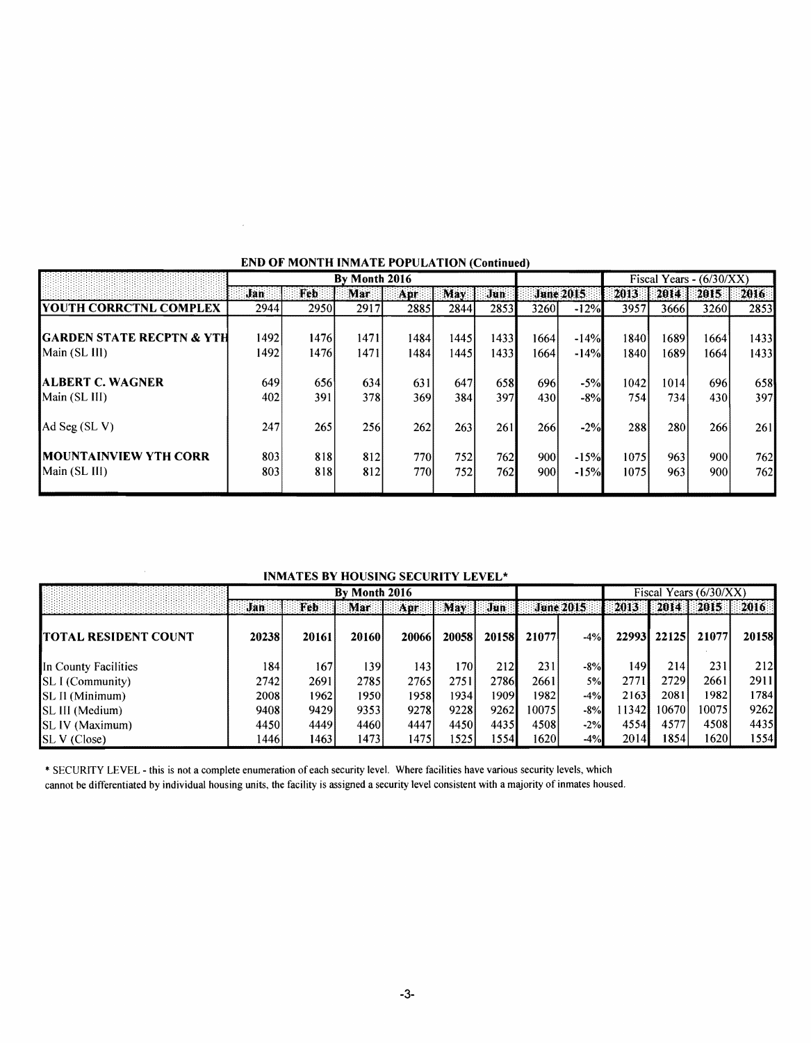**END OF MONTH INMATE POPULATION (Continued)**

| | By Month 2016 | | | | | | | | Fiscal Years - (6/30/XX) | | | |
|---|---|---|---|---|---|---|---|---|---|---|---|---|
| | Jan | Feb | Mar | Apr | May | Jun | June 2015 | | 2013 | 2014 | 2015 | 2016 |
| **YOUTH CORRCTNL COMPLEX** | 2944 | 2950 | 2917 | 2885 | 2844 | 2853 | 3260 | -12% | 3957 | 3666 | 3260 | 2853 |
| **GARDEN STATE RECPTN & YTH** | 1492 | 1476 | 1471 | 1484 | 1445 | 1433 | 1664 | -14% | 1840 | 1689 | 1664 | 1433 |
| Main (SL III) | 1492 | 1476 | 1471 | 1484 | 1445 | 1433 | 1664 | -14% | 1840 | 1689 | 1664 | 1433 |
| **ALBERT C. WAGNER** | 649 | 656 | 634 | 631 | 647 | 658 | 696 | -5% | 1042 | 1014 | 696 | 658 |
| Main (SL III) | 402 | 391 | 378 | 369 | 384 | 397 | 430 | -8% | 754 | 734 | 430 | 397 |
| Ad Seg (SL V) | 247 | 265 | 256 | 262 | 263 | 261 | 266 | -2% | 288 | 280 | 266 | 261 |
| **MOUNTAINVIEW YTH CORR** | 803 | 818 | 812 | 770 | 752 | 762 | 900 | -15% | 1075 | 963 | 900 | 762 |
| Main (SL III) | 803 | 818 | 812 | 770 | 752 | 762 | 900 | -15% | 1075 | 963 | 900 | 762 |

**INMATES BY HOUSING SECURITY LEVEL***

| | By Month 2016 | | | | | | | | Fiscal Years (6/30/XX) | | | |
|---|---|---|---|---|---|---|---|---|---|---|---|---|
| | Jan | Feb | Mar | Apr | May | Jun | June 2015 | | 2013 | 2014 | 2015 | 2016 |
| **TOTAL RESIDENT COUNT** | **20238** | **20161** | **20160** | **20066** | **20058** | **20158** | **21077** | -4% | **22993** | **22125** | **21077** | **20158** |
| In County Facilities | 184 | 167 | 139 | 143 | 170 | 212 | 231 | -8% | 149 | 214 | 231 | 212 |
| SL I (Community) | 2742 | 2691 | 2785 | 2765 | 2751 | 2786 | 2661 | 5% | 2771 | 2729 | 2661 | 2911 |
| SL II (Minimum) | 2008 | 1962 | 1950 | 1958 | 1934 | 1909 | 1982 | -4% | 2163 | 2081 | 1982 | 1784 |
| SL III (Medium) | 9408 | 9429 | 9353 | 9278 | 9228 | 9262 | 10075 | -8% | 11342 | 10670 | 10075 | 9262 |
| SL IV (Maximum) | 4450 | 4449 | 4460 | 4447 | 4450 | 4435 | 4508 | -2% | 4554 | 4577 | 4508 | 4435 |
| SL V (Close) | 1446 | 1463 | 1473 | 1475 | 1525 | 1554 | 1620 | -4% | 2014 | 1854 | 1620 | 1554 |

* SECURITY LEVEL - this is not a complete enumeration of each security level. Where facilities have various security levels, which cannot be differentiated by individual housing units, the facility is assigned a security level consistent with a majority of inmates housed.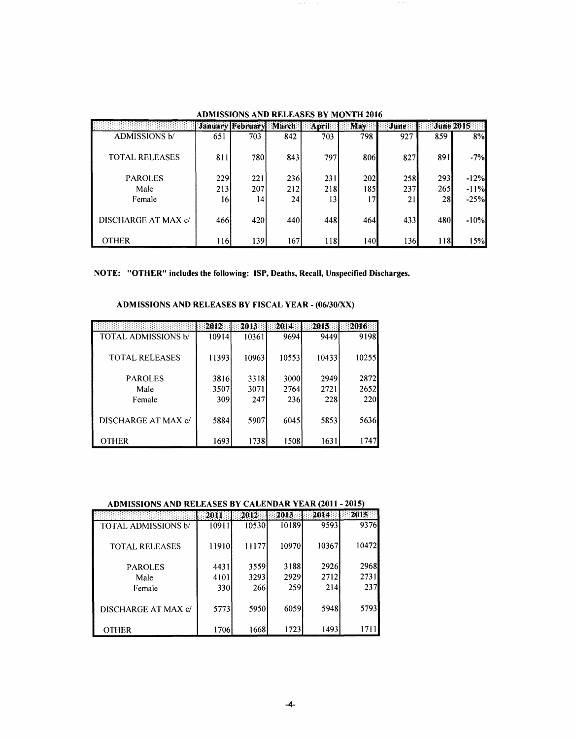## ADMISSIONS AND RELEASES BY MONTH 2016

| | January | February | March | April | May | June | June 2015 | |
|---|---|---|---|---|---|---|---|---|
| ADMISSIONS b/ | 651 | 703 | 842 | 703 | 798 | 927 | 859 | 8% |
| TOTAL RELEASES | 811 | 780 | 843 | 797 | 806 | 827 | 891 | -7% |
| PAROLES | 229 | 221 | 236 | 231 | 202 | 258 | 293 | -12% |
| Male | 213 | 207 | 212 | 218 | 185 | 237 | 265 | -11% |
| Female | 16 | 14 | 24 | 13 | 17 | 21 | 28 | -25% |
| DISCHARGE AT MAX c/ | 466 | 420 | 440 | 448 | 464 | 433 | 480 | -10% |
| OTHER | 116 | 139 | 167 | 118 | 140 | 136 | 118 | 15% |

**NOTE: "OTHER" includes the following: ISP, Deaths, Recall, Unspecified Discharges.**

## ADMISSIONS AND RELEASES BY FISCAL YEAR - (06/30/XX)

| | 2012 | 2013 | 2014 | 2015 | 2016 |
|---|---|---|---|---|---|
| TOTAL ADMISSIONS b/ | 10914 | 10361 | 9694 | 9449 | 9198 |
| TOTAL RELEASES | 11393 | 10963 | 10553 | 10433 | 10255 |
| PAROLES | 3816 | 3318 | 3000 | 2949 | 2872 |
| Male | 3507 | 3071 | 2764 | 2721 | 2652 |
| Female | 309 | 247 | 236 | 228 | 220 |
| DISCHARGE AT MAX c/ | 5884 | 5907 | 6045 | 5853 | 5636 |
| OTHER | 1693 | 1738 | 1508 | 1631 | 1747 |

## ADMISSIONS AND RELEASES BY CALENDAR YEAR (2011 - 2015)

| | 2011 | 2012 | 2013 | 2014 | 2015 |
|---|---|---|---|---|---|
| TOTAL ADMISSIONS b/ | 10911 | 10530 | 10189 | 9593 | 9376 |
| TOTAL RELEASES | 11910 | 11177 | 10970 | 10367 | 10472 |
| PAROLES | 4431 | 3559 | 3188 | 2926 | 2968 |
| Male | 4101 | 3293 | 2929 | 2712 | 2731 |
| Female | 330 | 266 | 259 | 214 | 237 |
| DISCHARGE AT MAX c/ | 5773 | 5950 | 6059 | 5948 | 5793 |
| OTHER | 1706 | 1668 | 1723 | 1493 | 1711 |